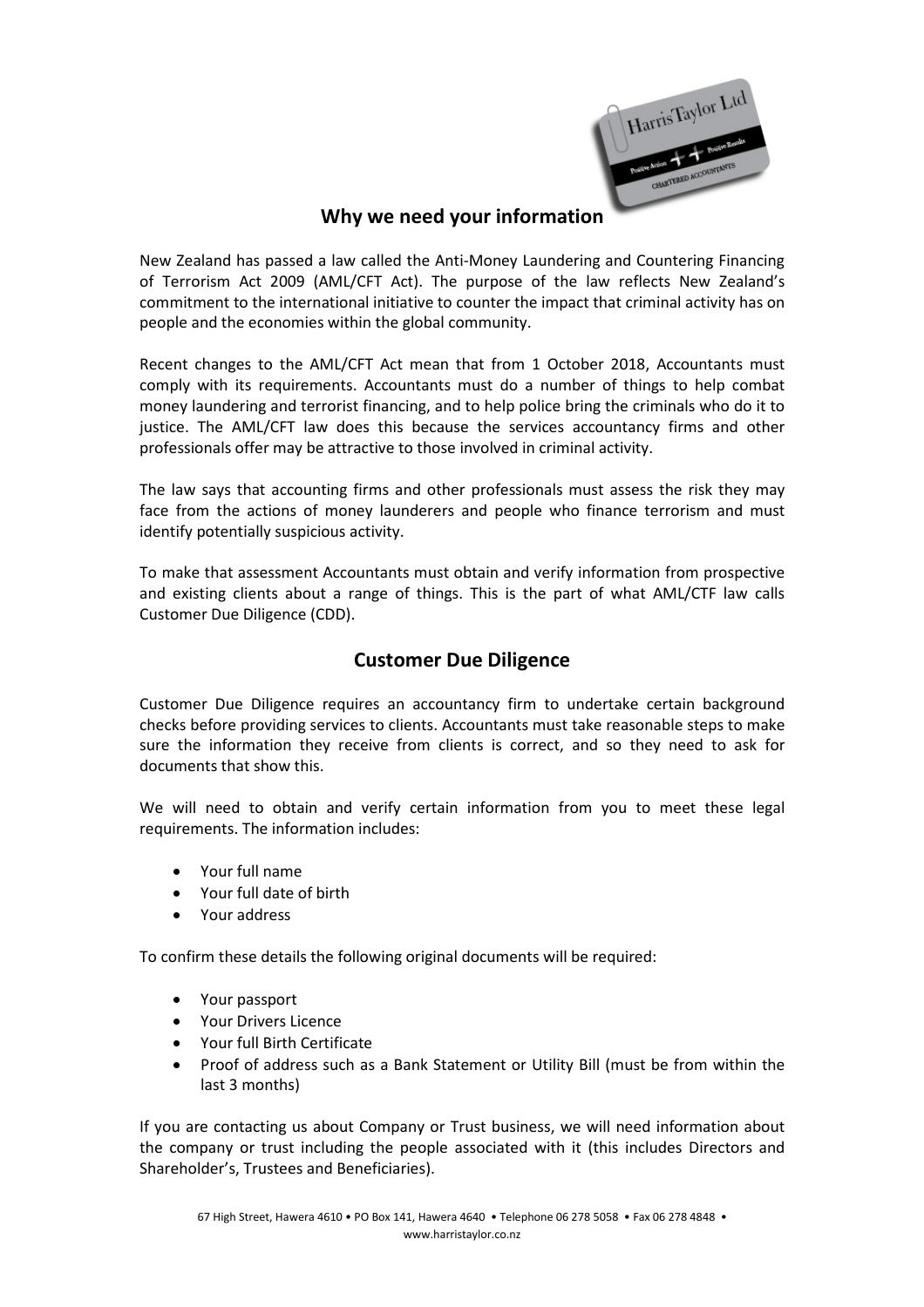## Why we need your information

New Zealand has passed a law called the Anti-Money Laundering and Countering Financing of Terrorism Act 2009 (AML/CFT Act). The purpose of the law reflects New Zealand's commitment to the international initiative to counter the impact that criminal activity has on people and the economies within the global community.

Recent changes to the AML/CFT Act mean that from 1 October 2018, Accountants must comply with its requirements. Accountants must do a number of things to help combat money laundering and terrorist financing, and to help police bring the criminals who do it to justice. The AML/CFT law does this because the services accountancy firms and other professionals offer may be attractive to those involved in criminal activity.

The law says that accounting firms and other professionals must assess the risk they may face from the actions of money launderers and people who finance terrorism and must identify potentially suspicious activity.

To make that assessment Accountants must obtain and verify information from prospective and existing clients about a range of things. This is the part of what AML/CTF law calls Customer Due Diligence (CDD).

## Customer Due Diligence

Customer Due Diligence requires an accountancy firm to undertake certain background checks before providing services to clients. Accountants must take reasonable steps to make sure the information they receive from clients is correct, and so they need to ask for documents that show this.

We will need to obtain and verify certain information from you to meet these legal requirements. The information includes:

- Your full name
- Your full date of birth
- Your address

To confirm these details the following original documents will be required:

- Your passport
- Your Drivers Licence
- Your full Birth Certificate
- Proof of address such as a Bank Statement or Utility Bill (must be from within the last 3 months)

If you are contacting us about Company or Trust business, we will need information about the company or trust including the people associated with it (this includes Directors and Shareholder's, Trustees and Beneficiaries).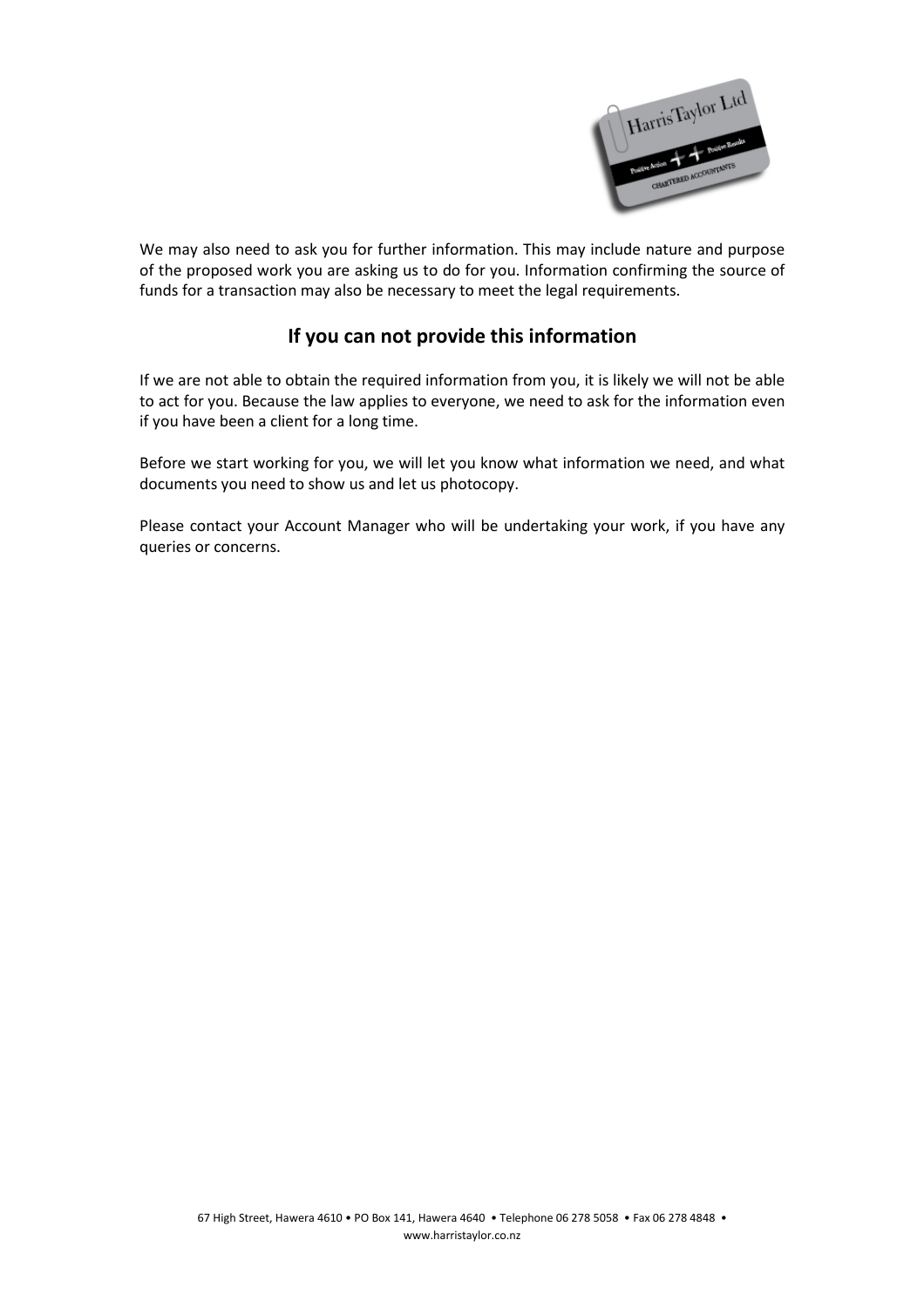We may also need to ask you for further information. This may include nature and purpose of the proposed work you are asking us to do for you. Information confirming the source of funds for a transaction may also be necessary to meet the legal requirements.

## If you can not provide this information

If we are not able to obtain the required information from you, it is likely we will not be able to act for you. Because the law applies to everyone, we need to ask for the information even if you have been a client for a long time.

Before we start working for you, we will let you know what information we need, and what documents you need to show us and let us photocopy.

Please contact your Account Manager who will be undertaking your work, if you have any queries or concerns.